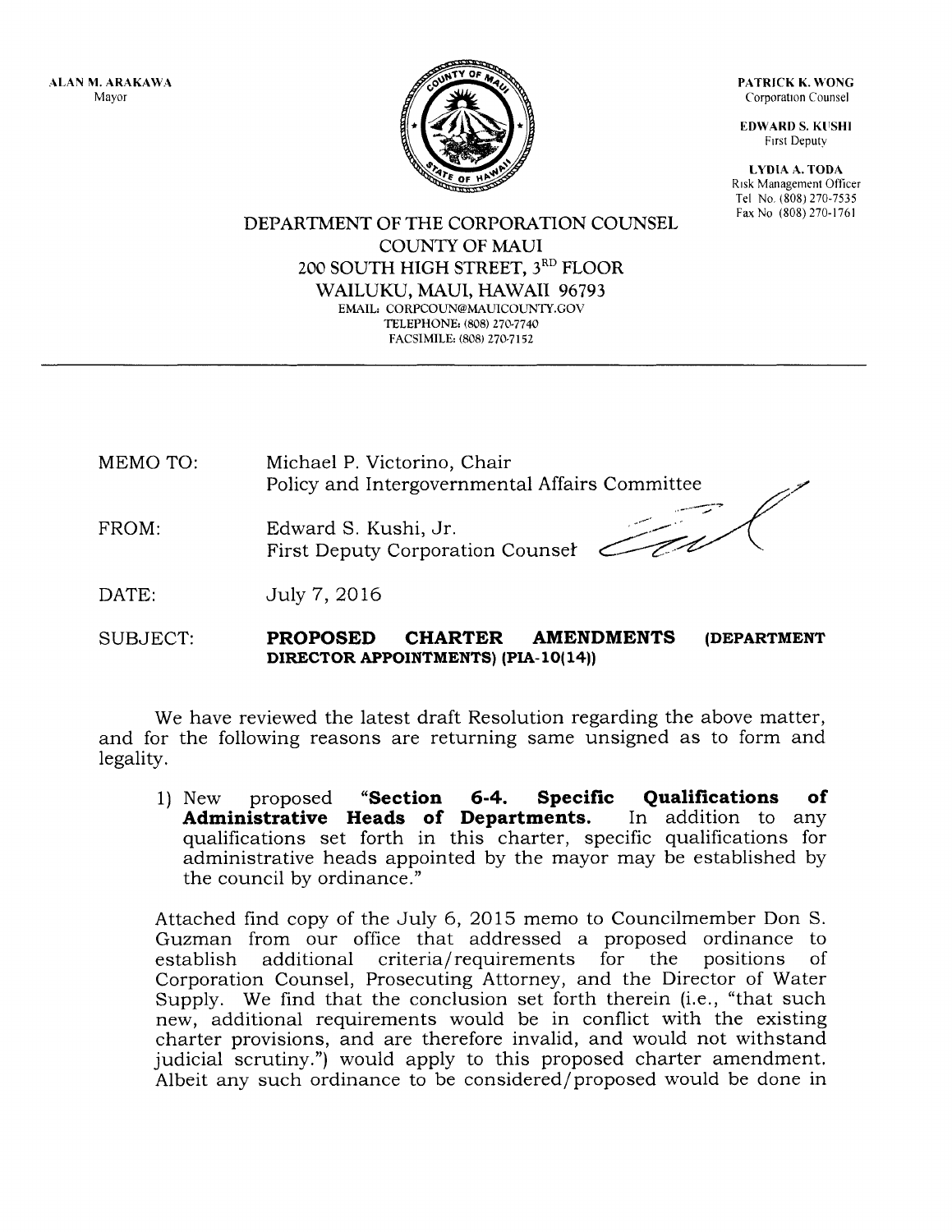ALAN M. ARAKAWA
Mayor

PATRICK K. WONG
Corporation Counsel

EDWARD S. KUSHI
First Deputy

LYDIA A. TODA
Risk Management Officer
Tel No. (808) 270-7535
Fax No (808) 270-1761

DEPARTMENT OF THE CORPORATION COUNSEL
COUNTY OF MAUI
200 SOUTH HIGH STREET, 3RD FLOOR
WAILUKU, MAUI, HAWAII 96793
EMAIL: CORPCOUN@MAUICOUNTY.GOV
TELEPHONE: (808) 270-7740
FACSIMILE: (808) 270-7152

---

MEMO TO: Michael P. Victorino, Chair
Policy and Intergovernmental Affairs Committee

FROM: Edward S. Kushi, Jr.
First Deputy Corporation Counsel

DATE: July 7, 2016

SUBJECT: **PROPOSED CHARTER AMENDMENTS (DEPARTMENT DIRECTOR APPOINTMENTS) (PIA-10(14))**

We have reviewed the latest draft Resolution regarding the above matter, and for the following reasons are returning same unsigned as to form and legality.

1) New proposed **"Section 6-4. Specific Qualifications of Administrative Heads of Departments.** In addition to any qualifications set forth in this charter, specific qualifications for administrative heads appointed by the mayor may be established by the council by ordinance."

Attached find copy of the July 6, 2015 memo to Councilmember Don S. Guzman from our office that addressed a proposed ordinance to establish additional criteria/requirements for the positions of Corporation Counsel, Prosecuting Attorney, and the Director of Water Supply. We find that the conclusion set forth therein (i.e., "that such new, additional requirements would be in conflict with the existing charter provisions, and are therefore invalid, and would not withstand judicial scrutiny.") would apply to this proposed charter amendment. Albeit any such ordinance to be considered/proposed would be done in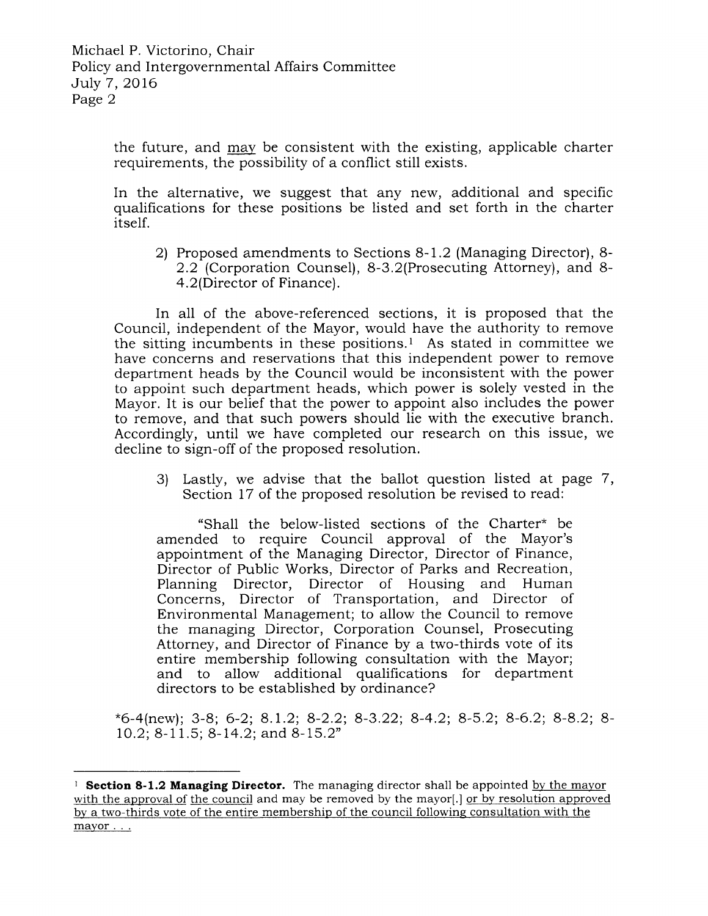the future, and <u>may</u> be consistent with the existing, applicable charter requirements, the possibility of a conflict still exists.

In the alternative, we suggest that any new, additional and specific qualifications for these positions be listed and set forth in the charter itself.

2) Proposed amendments to Sections 8-1.2 (Managing Director), 8-2.2 (Corporation Counsel), 8-3.2(Prosecuting Attorney), and 8-4.2(Director of Finance).

In all of the above-referenced sections, it is proposed that the Council, independent of the Mayor, would have the authority to remove the sitting incumbents in these positions.[1] As stated in committee we have concerns and reservations that this independent power to remove department heads by the Council would be inconsistent with the power to appoint such department heads, which power is solely vested in the Mayor. It is our belief that the power to appoint also includes the power to remove, and that such powers should lie with the executive branch. Accordingly, until we have completed our research on this issue, we decline to sign-off of the proposed resolution.

3) Lastly, we advise that the ballot question listed at page 7, Section 17 of the proposed resolution be revised to read:

"Shall the below-listed sections of the Charter* be amended to require Council approval of the Mayor's appointment of the Managing Director, Director of Finance, Director of Public Works, Director of Parks and Recreation, Planning Director, Director of Housing and Human Concerns, Director of Transportation, and Director of Environmental Management; to allow the Council to remove the managing Director, Corporation Counsel, Prosecuting Attorney, and Director of Finance by a two-thirds vote of its entire membership following consultation with the Mayor; and to allow additional qualifications for department directors to be established by ordinance?

*6-4(new); 3-8; 6-2; 8.1.2; 8-2.2; 8-3.22; 8-4.2; 8-5.2; 8-6.2; 8-8.2; 8-10.2; 8-11.5; 8-14.2; and 8-15.2"

---

[1] **Section 8-1.2 Managing Director.** The managing director shall be appointed <u>by the mayor with the approval of</u> the council and may be removed by the mayor[.] <u>or by resolution approved by a two-thirds vote of the entire membership of the council following consultation with the mayor . . .</u>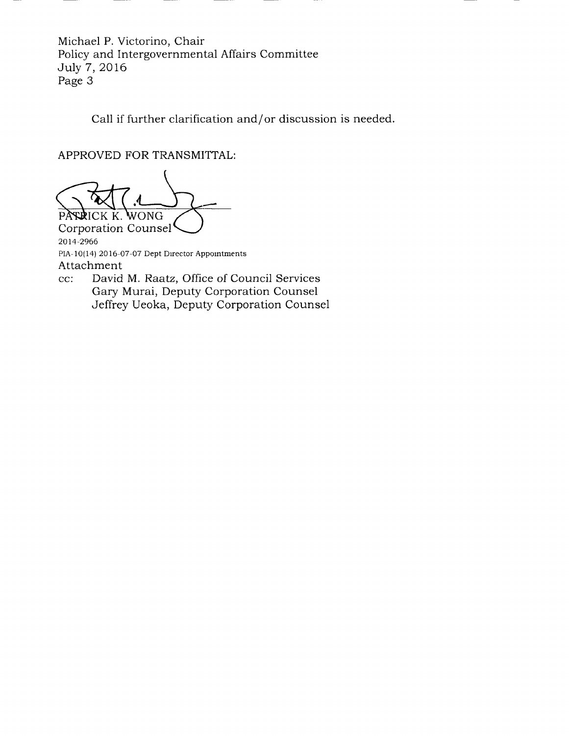Call if further clarification and/or discussion is needed.

APPROVED FOR TRANSMITTAL:

PATRICK K. WONG
Corporation Counsel

2014-2966
PIA-10(14) 2016-07-07 Dept Director Appointments
Attachment
cc: David M. Raatz, Office of Council Services
Gary Murai, Deputy Corporation Counsel
Jeffrey Ueoka, Deputy Corporation Counsel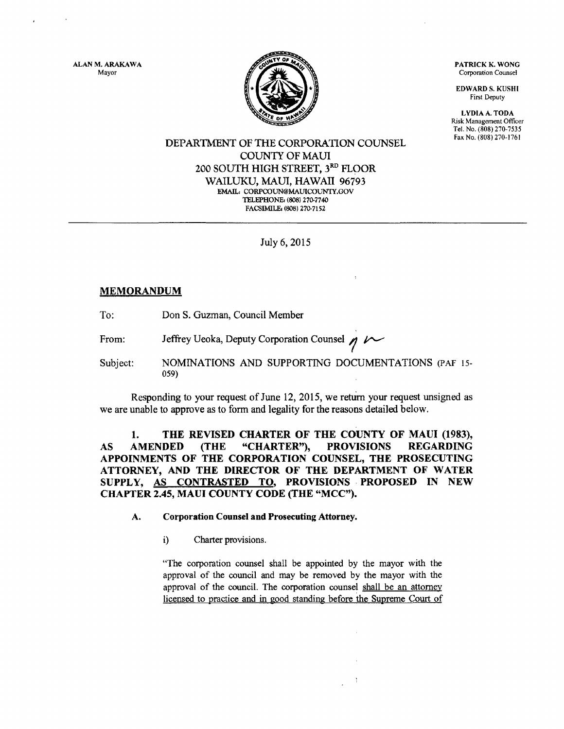ALAN M. ARAKAWA
Mayor

PATRICK K. WONG
Corporation Counsel

EDWARD S. KUSHI
First Deputy

LYDIA A. TODA
Risk Management Officer
Tel. No. (808) 270-7535
Fax No. (808) 270-1761

DEPARTMENT OF THE CORPORATION COUNSEL
COUNTY OF MAUI
200 SOUTH HIGH STREET, 3RD FLOOR
WAILUKU, MAUI, HAWAII 96793
EMAIL: CORPCOUN@MAUICOUNTY.GOV
TELEPHONE: (808) 270-7740
FACSIMILE: (808) 270-7152

July 6, 2015

## MEMORANDUM

To: Don S. Guzman, Council Member

From: Jeffrey Ueoka, Deputy Corporation Counsel

Subject: NOMINATIONS AND SUPPORTING DOCUMENTATIONS (PAF 15-059)

Responding to your request of June 12, 2015, we return your request unsigned as we are unable to approve as to form and legality for the reasons detailed below.

**1. THE REVISED CHARTER OF THE COUNTY OF MAUI (1983), AS AMENDED (THE "CHARTER"), PROVISIONS REGARDING APPOINMENTS OF THE CORPORATION COUNSEL, THE PROSECUTING ATTORNEY, AND THE DIRECTOR OF THE DEPARTMENT OF WATER SUPPLY, AS CONTRASTED TO, PROVISIONS PROPOSED IN NEW CHAPTER 2.45, MAUI COUNTY CODE (THE "MCC").**

**A. Corporation Counsel and Prosecuting Attorney.**

i) Charter provisions.

"The corporation counsel shall be appointed by the mayor with the approval of the council and may be removed by the mayor with the approval of the council. The corporation counsel shall be an attorney licensed to practice and in good standing before the Supreme Court of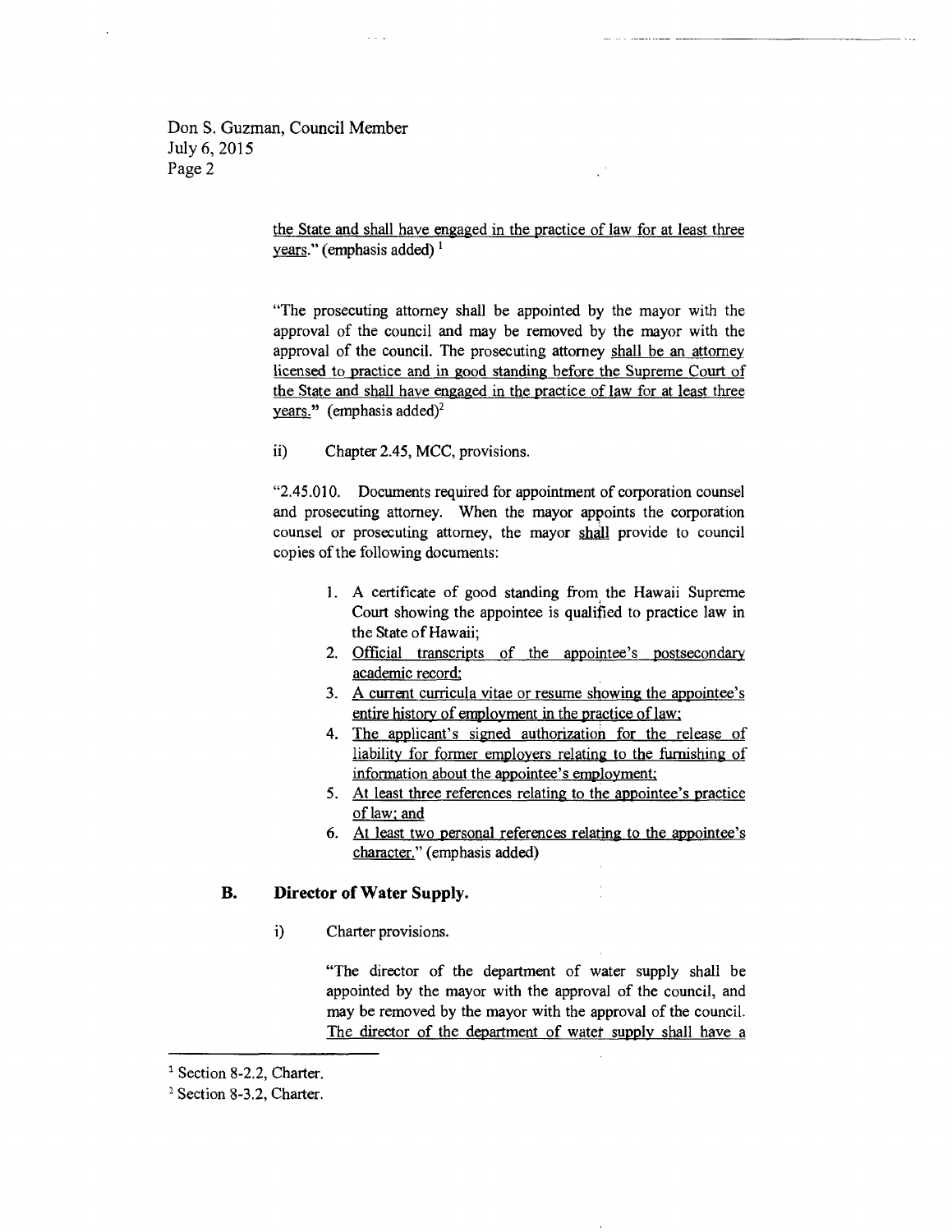Don S. Guzman, Council Member
July 6, 2015
Page 2

> the State and shall have engaged in the practice of law for at least three years." (emphasis added) [1]
>
> "The prosecuting attorney shall be appointed by the mayor with the approval of the council and may be removed by the mayor with the approval of the council. The prosecuting attorney shall be an attorney licensed to practice and in good standing before the Supreme Court of the State and shall have engaged in the practice of law for at least three years." (emphasis added)[2]

ii) Chapter 2.45, MCC, provisions.

> "2.45.010. Documents required for appointment of corporation counsel and prosecuting attorney. When the mayor appoints the corporation counsel or prosecuting attorney, the mayor shall provide to council copies of the following documents:
>
> 1. A certificate of good standing from the Hawaii Supreme Court showing the appointee is qualified to practice law in the State of Hawaii;
> 2. Official transcripts of the appointee's postsecondary academic record;
> 3. A current curricula vitae or resume showing the appointee's entire history of employment in the practice of law;
> 4. The applicant's signed authorization for the release of liability for former employers relating to the furnishing of information about the appointee's employment;
> 5. At least three references relating to the appointee's practice of law; and
> 6. At least two personal references relating to the appointee's character." (emphasis added)

## B. Director of Water Supply.

i) Charter provisions.

> "The director of the department of water supply shall be appointed by the mayor with the approval of the council, and may be removed by the mayor with the approval of the council. The director of the department of water supply shall have a

---

[1] Section 8-2.2, Charter.

[2] Section 8-3.2, Charter.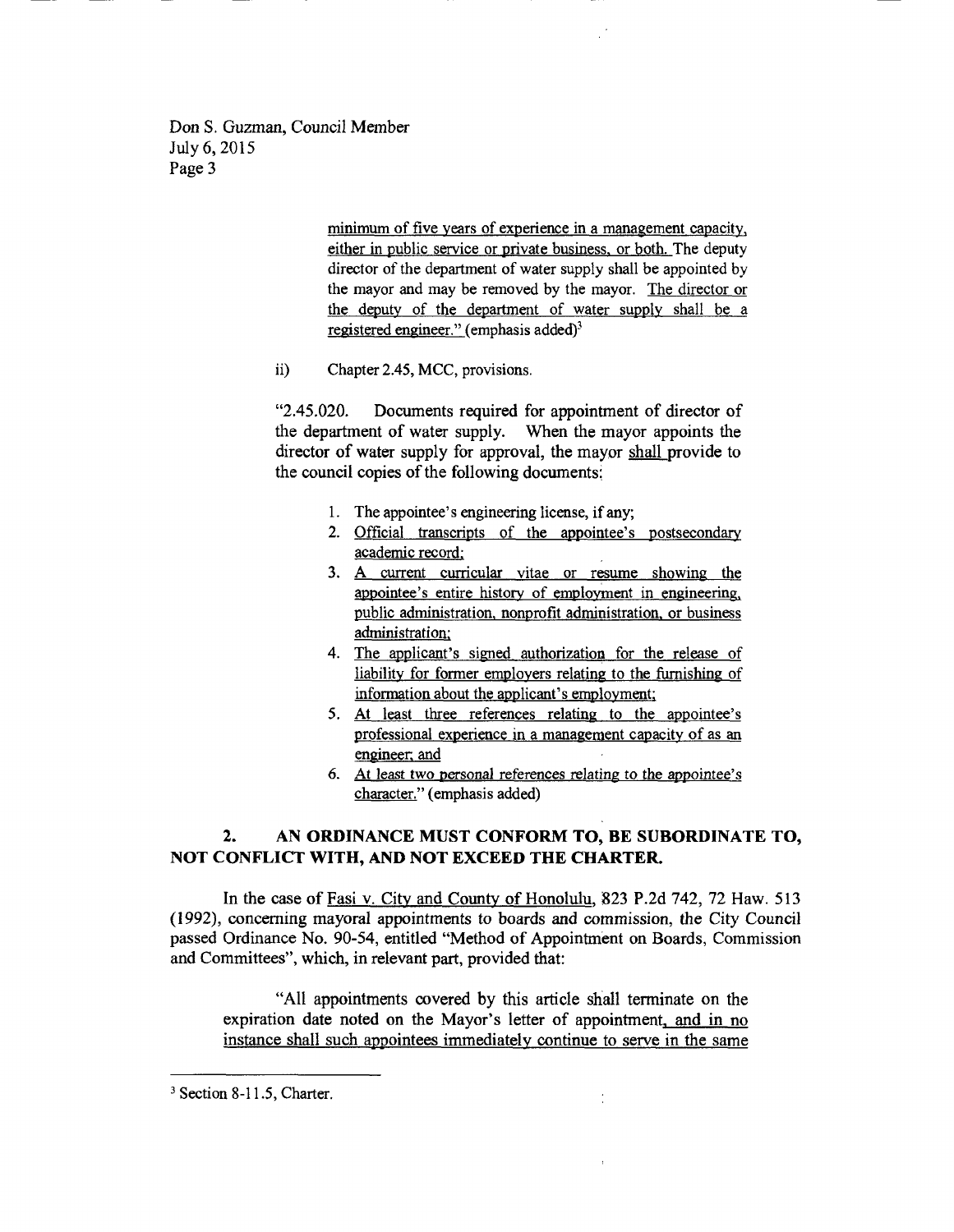minimum of five years of experience in a management capacity, either in public service or private business, or both. The deputy director of the department of water supply shall be appointed by the mayor and may be removed by the mayor. The director or the deputy of the department of water supply shall be a registered engineer." (emphasis added)[3]

ii) Chapter 2.45, MCC, provisions.

"2.45.020. Documents required for appointment of director of the department of water supply. When the mayor appoints the director of water supply for approval, the mayor shall provide to the council copies of the following documents:

1. The appointee's engineering license, if any;
2. Official transcripts of the appointee's postsecondary academic record;
3. A current curricular vitae or resume showing the appointee's entire history of employment in engineering, public administration, nonprofit administration, or business administration;
4. The applicant's signed authorization for the release of liability for former employers relating to the furnishing of information about the applicant's employment;
5. At least three references relating to the appointee's professional experience in a management capacity of as an engineer; and
6. At least two personal references relating to the appointee's character." (emphasis added)

## 2. AN ORDINANCE MUST CONFORM TO, BE SUBORDINATE TO, NOT CONFLICT WITH, AND NOT EXCEED THE CHARTER.

In the case of Fasi v. City and County of Honolulu, 823 P.2d 742, 72 Haw. 513 (1992), concerning mayoral appointments to boards and commission, the City Council passed Ordinance No. 90-54, entitled "Method of Appointment on Boards, Commission and Committees", which, in relevant part, provided that:

"All appointments covered by this article shall terminate on the expiration date noted on the Mayor's letter of appointment, and in no instance shall such appointees immediately continue to serve in the same

---

[3] Section 8-11.5, Charter.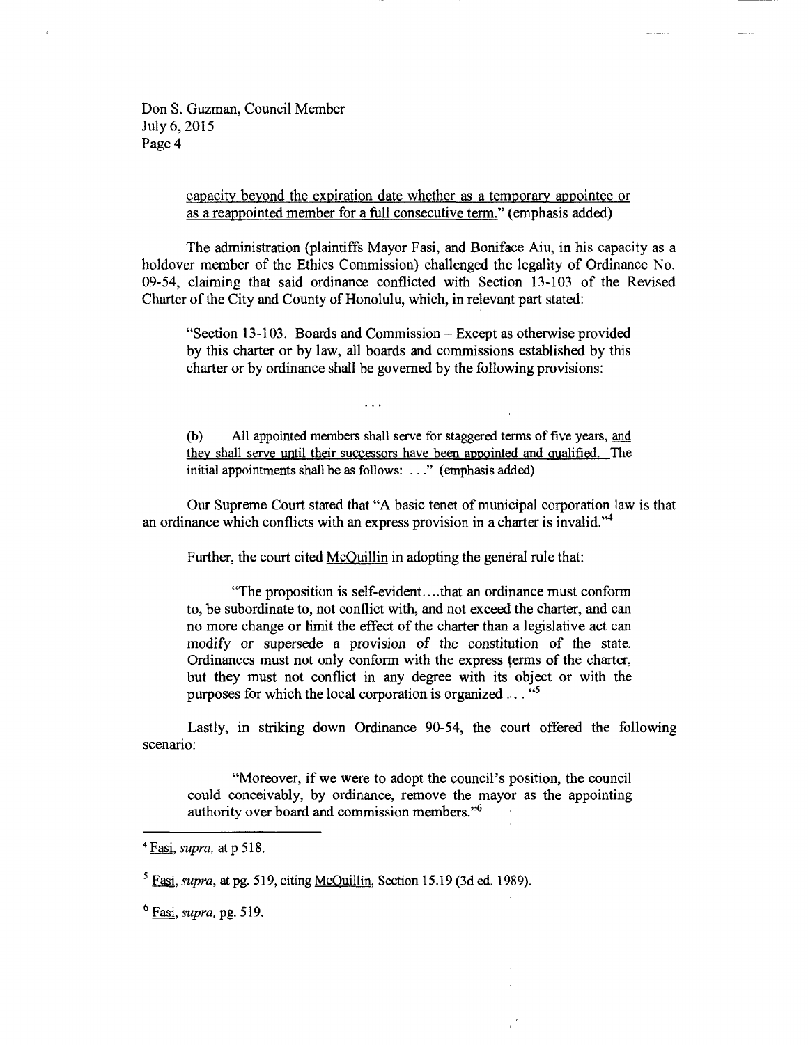Don S. Guzman, Council Member
July 6, 2015
Page 4

> capacity beyond the expiration date whether as a temporary appointee or as a reappointed member for a full consecutive term." (emphasis added)

The administration (plaintiffs Mayor Fasi, and Boniface Aiu, in his capacity as a holdover member of the Ethics Commission) challenged the legality of Ordinance No. 09-54, claiming that said ordinance conflicted with Section 13-103 of the Revised Charter of the City and County of Honolulu, which, in relevant part stated:

> "Section 13-103. Boards and Commission – Except as otherwise provided by this charter or by law, all boards and commissions established by this charter or by ordinance shall be governed by the following provisions:
>
> . . .
>
> (b) All appointed members shall serve for staggered terms of five years, and they shall serve until their successors have been appointed and qualified. The initial appointments shall be as follows: . . ." (emphasis added)

Our Supreme Court stated that "A basic tenet of municipal corporation law is that an ordinance which conflicts with an express provision in a charter is invalid."[4]

Further, the court cited McQuillin in adopting the general rule that:

> "The proposition is self-evident....that an ordinance must conform to, be subordinate to, not conflict with, and not exceed the charter, and can no more change or limit the effect of the charter than a legislative act can modify or supersede a provision of the constitution of the state. Ordinances must not only conform with the express terms of the charter, but they must not conflict in any degree with its object or with the purposes for which the local corporation is organized . . . "[5]

Lastly, in striking down Ordinance 90-54, the court offered the following scenario:

> "Moreover, if we were to adopt the council's position, the council could conceivably, by ordinance, remove the mayor as the appointing authority over board and commission members."[6]

---

[4] Fasi, *supra*, at p 518.

[5] Fasi, *supra*, at pg. 519, citing McQuillin, Section 15.19 (3d ed. 1989).

[6] Fasi, *supra*, pg. 519.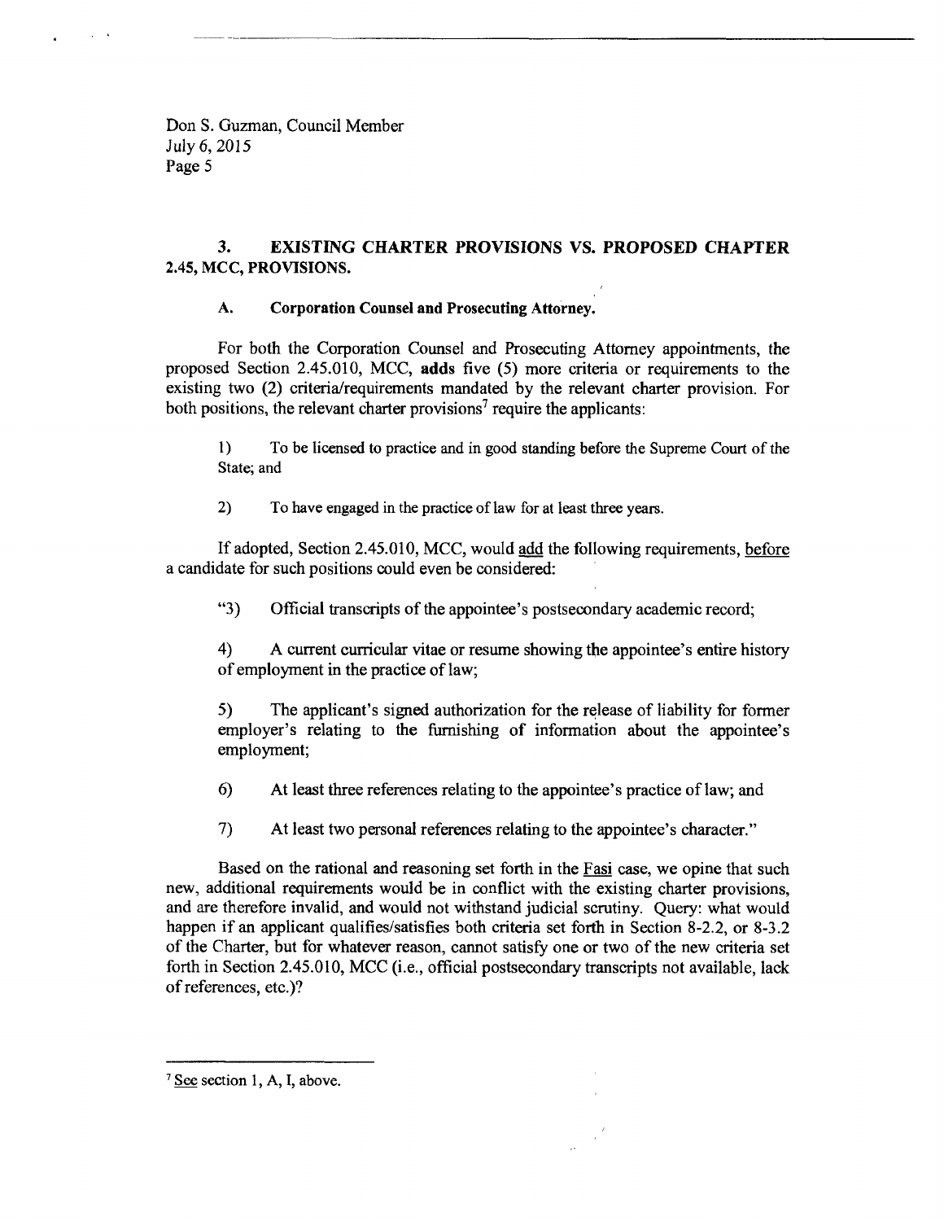### 3. EXISTING CHARTER PROVISIONS VS. PROPOSED CHAPTER 2.45, MCC, PROVISIONS.

#### A. Corporation Counsel and Prosecuting Attorney.

For both the Corporation Counsel and Prosecuting Attorney appointments, the proposed Section 2.45.010, MCC, **adds** five (5) more criteria or requirements to the existing two (2) criteria/requirements mandated by the relevant charter provision. For both positions, the relevant charter provisions[7] require the applicants:

1) To be licensed to practice and in good standing before the Supreme Court of the State; and

2) To have engaged in the practice of law for at least three years.

If adopted, Section 2.45.010, MCC, would add the following requirements, before a candidate for such positions could even be considered:

"3) Official transcripts of the appointee's postsecondary academic record;

4) A current curricular vitae or resume showing the appointee's entire history of employment in the practice of law;

5) The applicant's signed authorization for the release of liability for former employer's relating to the furnishing of information about the appointee's employment;

6) At least three references relating to the appointee's practice of law; and

7) At least two personal references relating to the appointee's character."

Based on the rational and reasoning set forth in the Fasi case, we opine that such new, additional requirements would be in conflict with the existing charter provisions, and are therefore invalid, and would not withstand judicial scrutiny. Query: what would happen if an applicant qualifies/satisfies both criteria set forth in Section 8-2.2, or 8-3.2 of the Charter, but for whatever reason, cannot satisfy one or two of the new criteria set forth in Section 2.45.010, MCC (i.e., official postsecondary transcripts not available, lack of references, etc.)?

---

[7] See section 1, A, I, above.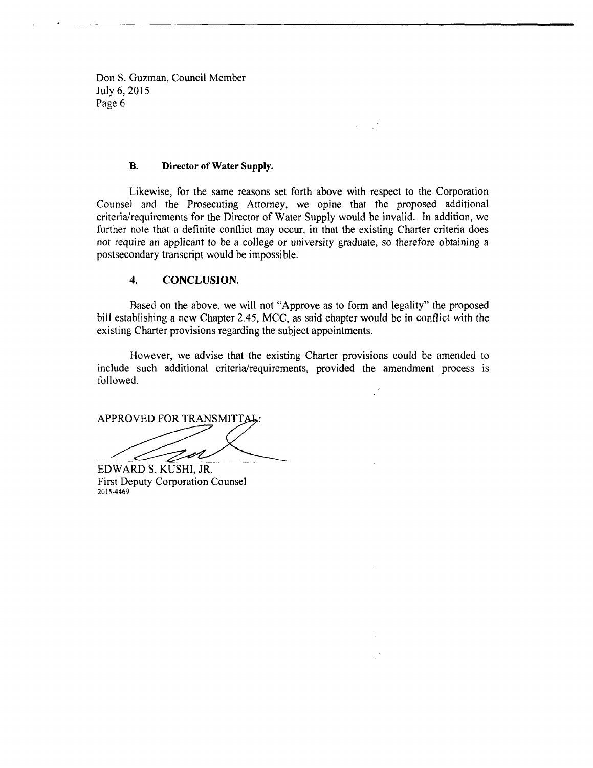### B. Director of Water Supply.

Likewise, for the same reasons set forth above with respect to the Corporation Counsel and the Prosecuting Attorney, we opine that the proposed additional criteria/requirements for the Director of Water Supply would be invalid. In addition, we further note that a definite conflict may occur, in that the existing Charter criteria does not require an applicant to be a college or university graduate, so therefore obtaining a postsecondary transcript would be impossible.

## 4. CONCLUSION.

Based on the above, we will not "Approve as to form and legality" the proposed bill establishing a new Chapter 2.45, MCC, as said chapter would be in conflict with the existing Charter provisions regarding the subject appointments.

However, we advise that the existing Charter provisions could be amended to include such additional criteria/requirements, provided the amendment process is followed.

APPROVED FOR TRANSMITTAL:

EDWARD S. KUSHI, JR.
First Deputy Corporation Counsel
2015-4469